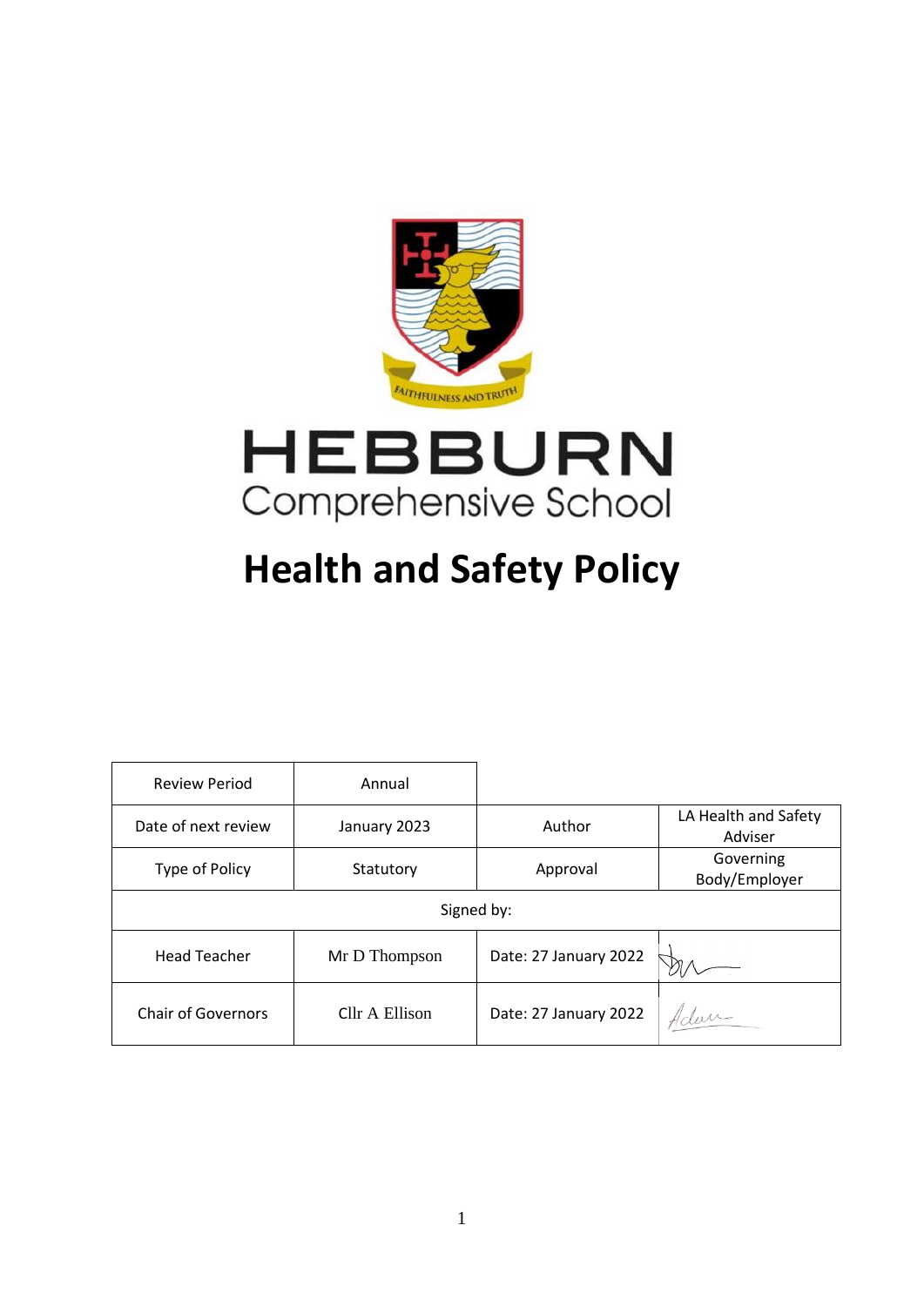FAITHFULNESS AND TRUTH

# HEBBURN
Comprehensive School

# Health and Safety Policy

| Review Period | Annual | | |
|---|---|---|---|
| Date of next review | January 2023 | Author | LA Health and Safety Adviser |
| Type of Policy | Statutory | Approval | Governing Body/Employer |
| Signed by: | | | |
| Head Teacher | Mr D Thompson | Date: 27 January 2022 | |
| Chair of Governors | Cllr A Ellison | Date: 27 January 2022 | |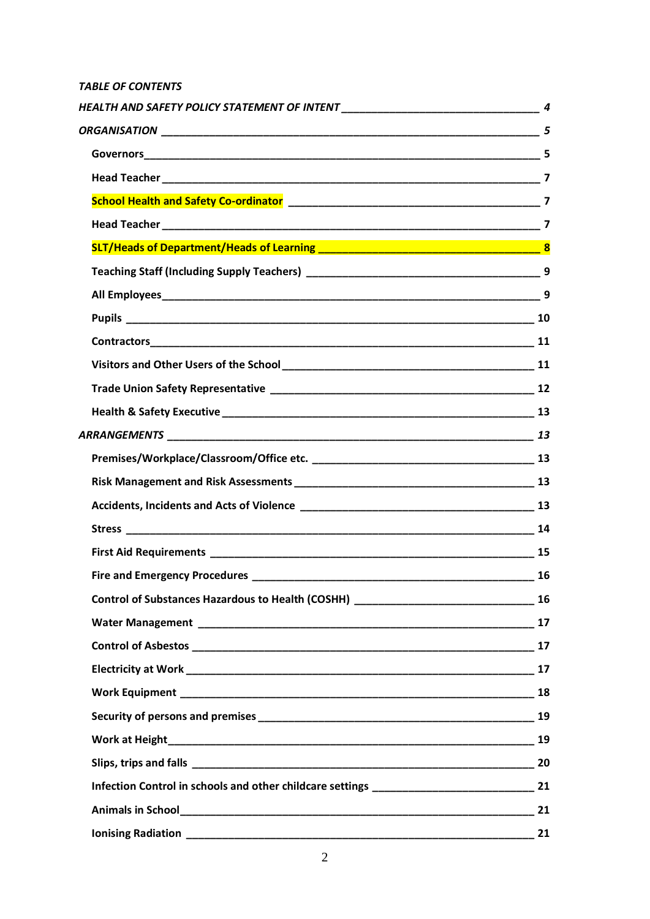*TABLE OF CONTENTS*

*HEALTH AND SAFETY POLICY STATEMENT OF INTENT* ____ *4*

*ORGANISATION* ____ *5*

- **Governors** ____ **5**
- **Head Teacher** ____ **7**
- **School Health and Safety Co-ordinator** ____ **7**
- **Head Teacher** ____ **7**
- **SLT/Heads of Department/Heads of Learning** ____ **8**
- **Teaching Staff (Including Supply Teachers)** ____ **9**
- **All Employees** ____ **9**
- **Pupils** ____ **10**
- **Contractors** ____ **11**
- **Visitors and Other Users of the School** ____ **11**
- **Trade Union Safety Representative** ____ **12**
- **Health & Safety Executive** ____ **13**

*ARRANGEMENTS* ____ *13*

- **Premises/Workplace/Classroom/Office etc.** ____ **13**
- **Risk Management and Risk Assessments** ____ **13**
- **Accidents, Incidents and Acts of Violence** ____ **13**
- **Stress** ____ **14**
- **First Aid Requirements** ____ **15**
- **Fire and Emergency Procedures** ____ **16**
- **Control of Substances Hazardous to Health (COSHH)** ____ **16**
- **Water Management** ____ **17**
- **Control of Asbestos** ____ **17**
- **Electricity at Work** ____ **17**
- **Work Equipment** ____ **18**
- **Security of persons and premises** ____ **19**
- **Work at Height** ____ **19**
- **Slips, trips and falls** ____ **20**
- **Infection Control in schools and other childcare settings** ____ **21**
- **Animals in School** ____ **21**
- **Ionising Radiation** ____ **21**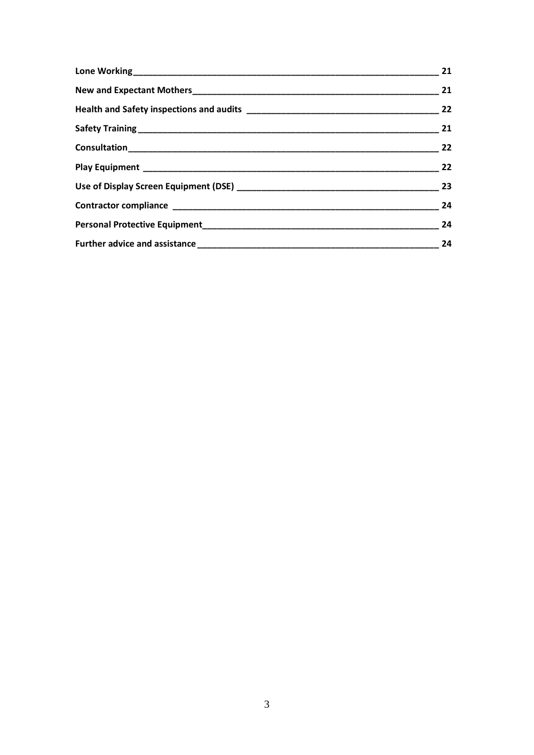| | |
|---|---|
| **Lone Working** | **21** |
| **New and Expectant Mothers** | **21** |
| **Health and Safety inspections and audits** | **22** |
| **Safety Training** | **21** |
| **Consultation** | **22** |
| **Play Equipment** | **22** |
| **Use of Display Screen Equipment (DSE)** | **23** |
| **Contractor compliance** | **24** |
| **Personal Protective Equipment** | **24** |
| **Further advice and assistance** | **24** |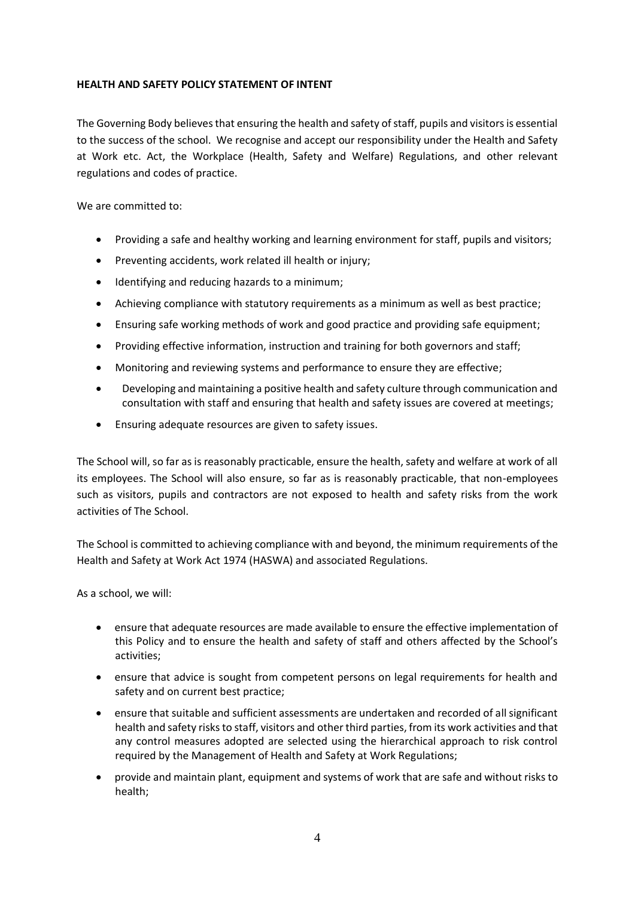**HEALTH AND SAFETY POLICY STATEMENT OF INTENT**

The Governing Body believes that ensuring the health and safety of staff, pupils and visitors is essential to the success of the school. We recognise and accept our responsibility under the Health and Safety at Work etc. Act, the Workplace (Health, Safety and Welfare) Regulations, and other relevant regulations and codes of practice.

We are committed to:

- Providing a safe and healthy working and learning environment for staff, pupils and visitors;
- Preventing accidents, work related ill health or injury;
- Identifying and reducing hazards to a minimum;
- Achieving compliance with statutory requirements as a minimum as well as best practice;
- Ensuring safe working methods of work and good practice and providing safe equipment;
- Providing effective information, instruction and training for both governors and staff;
- Monitoring and reviewing systems and performance to ensure they are effective;
- Developing and maintaining a positive health and safety culture through communication and consultation with staff and ensuring that health and safety issues are covered at meetings;
- Ensuring adequate resources are given to safety issues.

The School will, so far as is reasonably practicable, ensure the health, safety and welfare at work of all its employees. The School will also ensure, so far as is reasonably practicable, that non-employees such as visitors, pupils and contractors are not exposed to health and safety risks from the work activities of The School.

The School is committed to achieving compliance with and beyond, the minimum requirements of the Health and Safety at Work Act 1974 (HASWA) and associated Regulations.

As a school, we will:

- ensure that adequate resources are made available to ensure the effective implementation of this Policy and to ensure the health and safety of staff and others affected by the School's activities;
- ensure that advice is sought from competent persons on legal requirements for health and safety and on current best practice;
- ensure that suitable and sufficient assessments are undertaken and recorded of all significant health and safety risks to staff, visitors and other third parties, from its work activities and that any control measures adopted are selected using the hierarchical approach to risk control required by the Management of Health and Safety at Work Regulations;
- provide and maintain plant, equipment and systems of work that are safe and without risks to health;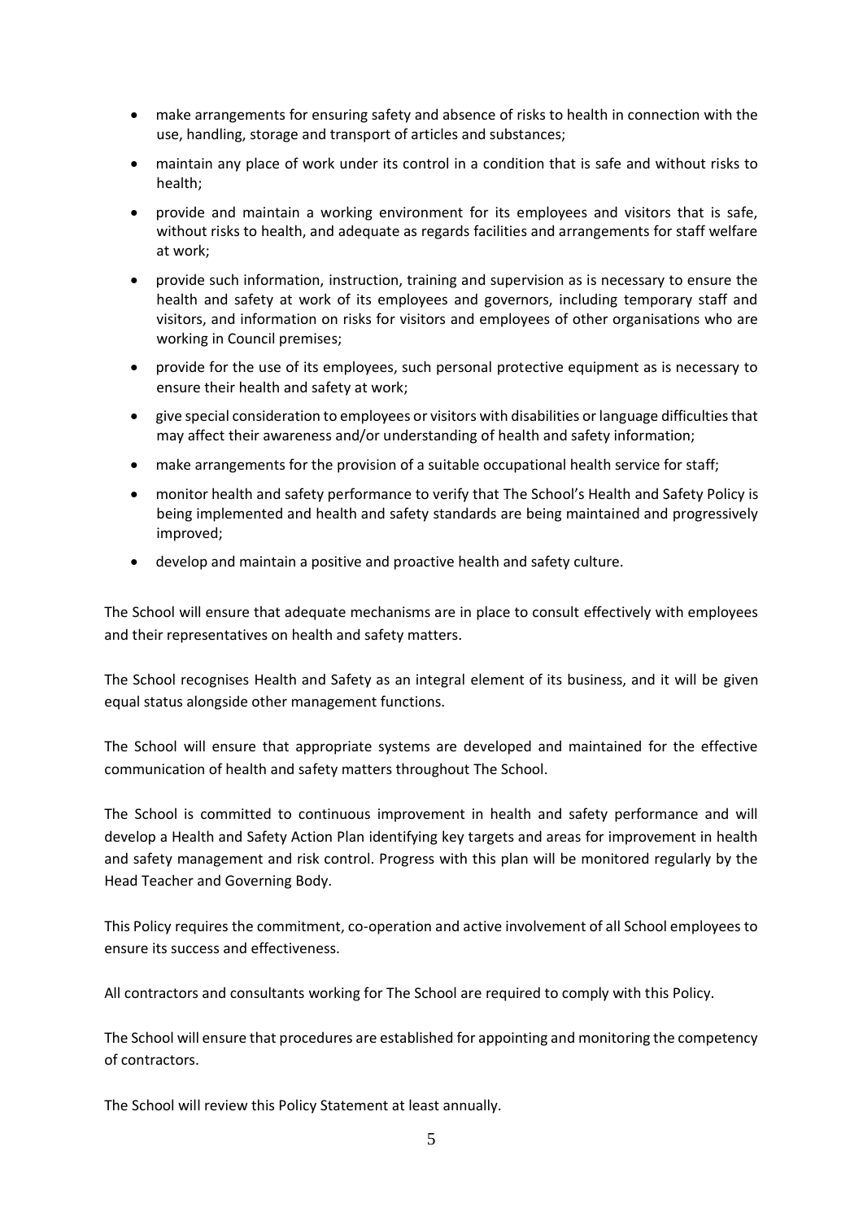- make arrangements for ensuring safety and absence of risks to health in connection with the use, handling, storage and transport of articles and substances;
- maintain any place of work under its control in a condition that is safe and without risks to health;
- provide and maintain a working environment for its employees and visitors that is safe, without risks to health, and adequate as regards facilities and arrangements for staff welfare at work;
- provide such information, instruction, training and supervision as is necessary to ensure the health and safety at work of its employees and governors, including temporary staff and visitors, and information on risks for visitors and employees of other organisations who are working in Council premises;
- provide for the use of its employees, such personal protective equipment as is necessary to ensure their health and safety at work;
- give special consideration to employees or visitors with disabilities or language difficulties that may affect their awareness and/or understanding of health and safety information;
- make arrangements for the provision of a suitable occupational health service for staff;
- monitor health and safety performance to verify that The School's Health and Safety Policy is being implemented and health and safety standards are being maintained and progressively improved;
- develop and maintain a positive and proactive health and safety culture.

The School will ensure that adequate mechanisms are in place to consult effectively with employees and their representatives on health and safety matters.

The School recognises Health and Safety as an integral element of its business, and it will be given equal status alongside other management functions.

The School will ensure that appropriate systems are developed and maintained for the effective communication of health and safety matters throughout The School.

The School is committed to continuous improvement in health and safety performance and will develop a Health and Safety Action Plan identifying key targets and areas for improvement in health and safety management and risk control. Progress with this plan will be monitored regularly by the Head Teacher and Governing Body.

This Policy requires the commitment, co-operation and active involvement of all School employees to ensure its success and effectiveness.

All contractors and consultants working for The School are required to comply with this Policy.

The School will ensure that procedures are established for appointing and monitoring the competency of contractors.

The School will review this Policy Statement at least annually.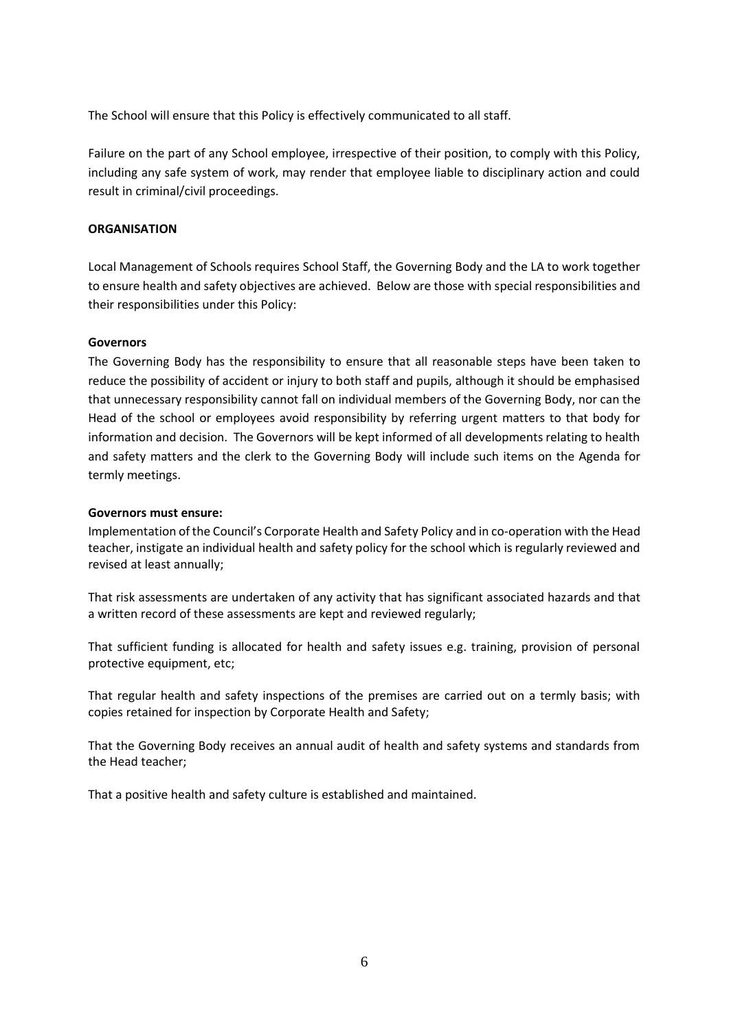The School will ensure that this Policy is effectively communicated to all staff.

Failure on the part of any School employee, irrespective of their position, to comply with this Policy, including any safe system of work, may render that employee liable to disciplinary action and could result in criminal/civil proceedings.

**ORGANISATION**

Local Management of Schools requires School Staff, the Governing Body and the LA to work together to ensure health and safety objectives are achieved. Below are those with special responsibilities and their responsibilities under this Policy:

**Governors**

The Governing Body has the responsibility to ensure that all reasonable steps have been taken to reduce the possibility of accident or injury to both staff and pupils, although it should be emphasised that unnecessary responsibility cannot fall on individual members of the Governing Body, nor can the Head of the school or employees avoid responsibility by referring urgent matters to that body for information and decision. The Governors will be kept informed of all developments relating to health and safety matters and the clerk to the Governing Body will include such items on the Agenda for termly meetings.

**Governors must ensure:**

Implementation of the Council's Corporate Health and Safety Policy and in co-operation with the Head teacher, instigate an individual health and safety policy for the school which is regularly reviewed and revised at least annually;

That risk assessments are undertaken of any activity that has significant associated hazards and that a written record of these assessments are kept and reviewed regularly;

That sufficient funding is allocated for health and safety issues e.g. training, provision of personal protective equipment, etc;

That regular health and safety inspections of the premises are carried out on a termly basis; with copies retained for inspection by Corporate Health and Safety;

That the Governing Body receives an annual audit of health and safety systems and standards from the Head teacher;

That a positive health and safety culture is established and maintained.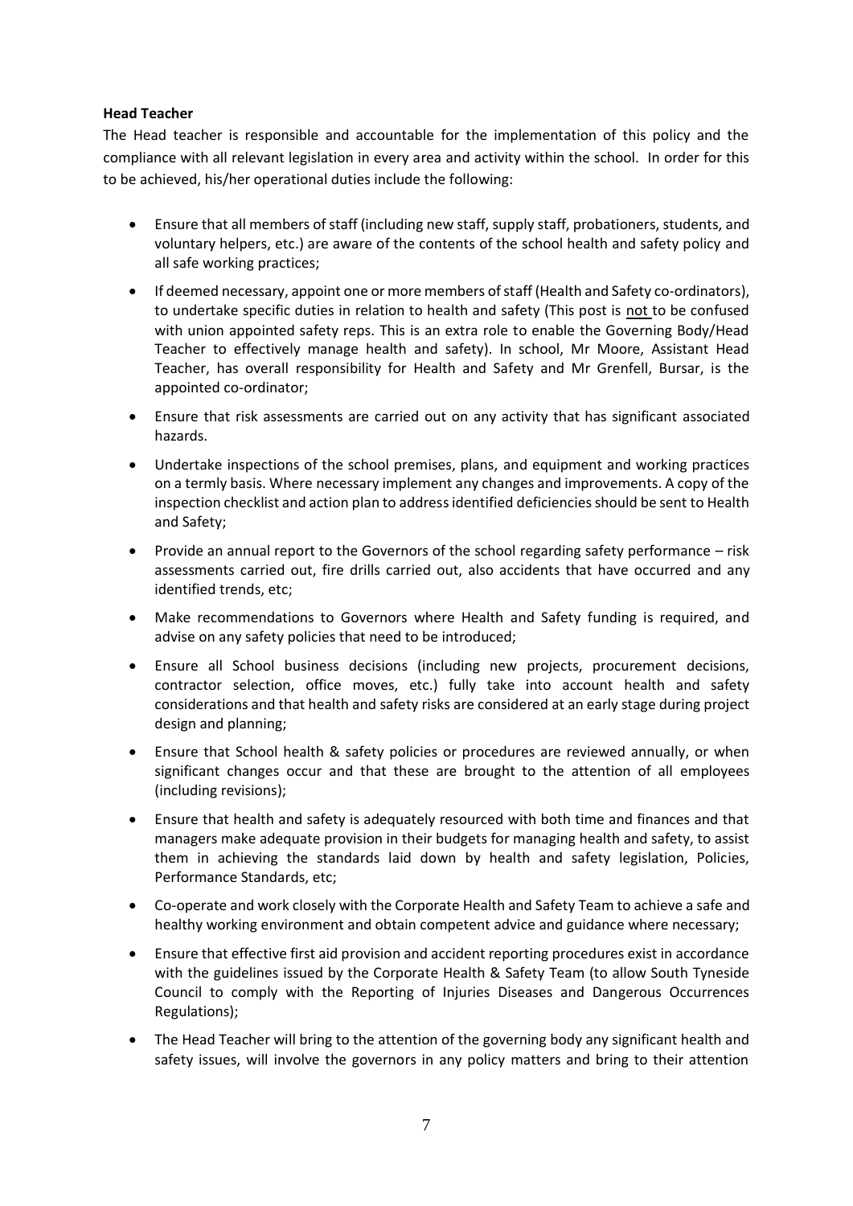**Head Teacher**

The Head teacher is responsible and accountable for the implementation of this policy and the compliance with all relevant legislation in every area and activity within the school. In order for this to be achieved, his/her operational duties include the following:

- Ensure that all members of staff (including new staff, supply staff, probationers, students, and voluntary helpers, etc.) are aware of the contents of the school health and safety policy and all safe working practices;
- If deemed necessary, appoint one or more members of staff (Health and Safety co-ordinators), to undertake specific duties in relation to health and safety (This post is <u>not</u> to be confused with union appointed safety reps. This is an extra role to enable the Governing Body/Head Teacher to effectively manage health and safety). In school, Mr Moore, Assistant Head Teacher, has overall responsibility for Health and Safety and Mr Grenfell, Bursar, is the appointed co-ordinator;
- Ensure that risk assessments are carried out on any activity that has significant associated hazards.
- Undertake inspections of the school premises, plans, and equipment and working practices on a termly basis. Where necessary implement any changes and improvements. A copy of the inspection checklist and action plan to address identified deficiencies should be sent to Health and Safety;
- Provide an annual report to the Governors of the school regarding safety performance – risk assessments carried out, fire drills carried out, also accidents that have occurred and any identified trends, etc;
- Make recommendations to Governors where Health and Safety funding is required, and advise on any safety policies that need to be introduced;
- Ensure all School business decisions (including new projects, procurement decisions, contractor selection, office moves, etc.) fully take into account health and safety considerations and that health and safety risks are considered at an early stage during project design and planning;
- Ensure that School health & safety policies or procedures are reviewed annually, or when significant changes occur and that these are brought to the attention of all employees (including revisions);
- Ensure that health and safety is adequately resourced with both time and finances and that managers make adequate provision in their budgets for managing health and safety, to assist them in achieving the standards laid down by health and safety legislation, Policies, Performance Standards, etc;
- Co-operate and work closely with the Corporate Health and Safety Team to achieve a safe and healthy working environment and obtain competent advice and guidance where necessary;
- Ensure that effective first aid provision and accident reporting procedures exist in accordance with the guidelines issued by the Corporate Health & Safety Team (to allow South Tyneside Council to comply with the Reporting of Injuries Diseases and Dangerous Occurrences Regulations);
- The Head Teacher will bring to the attention of the governing body any significant health and safety issues, will involve the governors in any policy matters and bring to their attention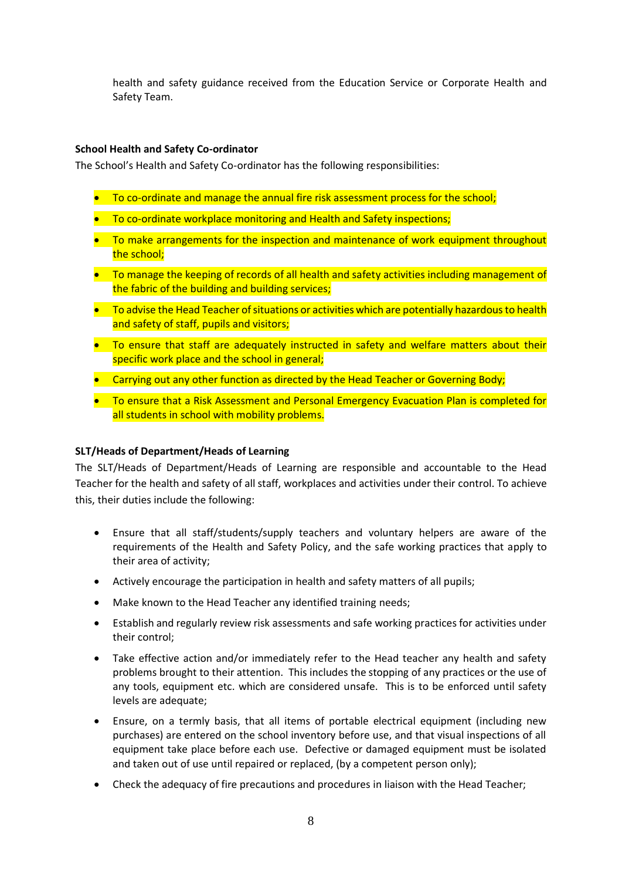health and safety guidance received from the Education Service or Corporate Health and Safety Team.

**School Health and Safety Co-ordinator**

The School's Health and Safety Co-ordinator has the following responsibilities:

- To co-ordinate and manage the annual fire risk assessment process for the school;
- To co-ordinate workplace monitoring and Health and Safety inspections;
- To make arrangements for the inspection and maintenance of work equipment throughout the school;
- To manage the keeping of records of all health and safety activities including management of the fabric of the building and building services;
- To advise the Head Teacher of situations or activities which are potentially hazardous to health and safety of staff, pupils and visitors;
- To ensure that staff are adequately instructed in safety and welfare matters about their specific work place and the school in general;
- Carrying out any other function as directed by the Head Teacher or Governing Body;
- To ensure that a Risk Assessment and Personal Emergency Evacuation Plan is completed for all students in school with mobility problems.

**SLT/Heads of Department/Heads of Learning**

The SLT/Heads of Department/Heads of Learning are responsible and accountable to the Head Teacher for the health and safety of all staff, workplaces and activities under their control. To achieve this, their duties include the following:

- Ensure that all staff/students/supply teachers and voluntary helpers are aware of the requirements of the Health and Safety Policy, and the safe working practices that apply to their area of activity;
- Actively encourage the participation in health and safety matters of all pupils;
- Make known to the Head Teacher any identified training needs;
- Establish and regularly review risk assessments and safe working practices for activities under their control;
- Take effective action and/or immediately refer to the Head teacher any health and safety problems brought to their attention. This includes the stopping of any practices or the use of any tools, equipment etc. which are considered unsafe. This is to be enforced until safety levels are adequate;
- Ensure, on a termly basis, that all items of portable electrical equipment (including new purchases) are entered on the school inventory before use, and that visual inspections of all equipment take place before each use. Defective or damaged equipment must be isolated and taken out of use until repaired or replaced, (by a competent person only);
- Check the adequacy of fire precautions and procedures in liaison with the Head Teacher;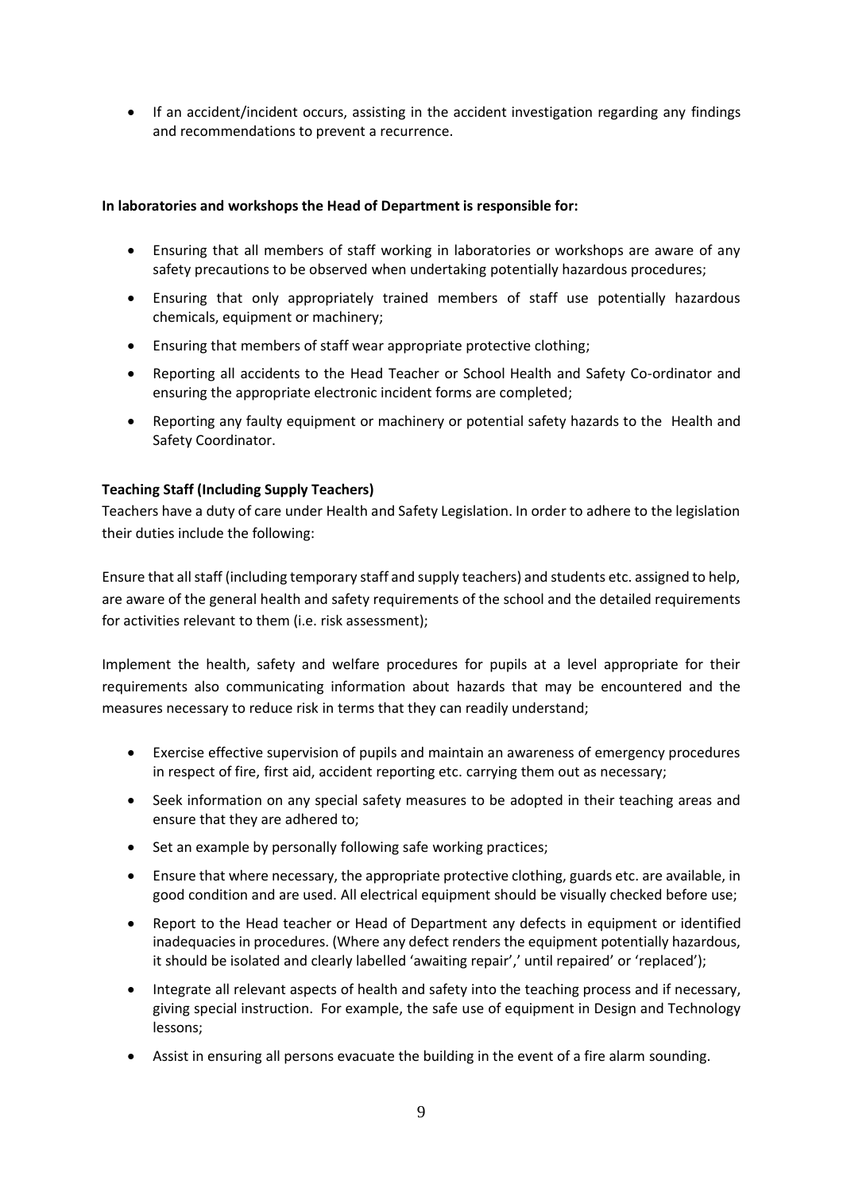- If an accident/incident occurs, assisting in the accident investigation regarding any findings and recommendations to prevent a recurrence.

**In laboratories and workshops the Head of Department is responsible for:**

- Ensuring that all members of staff working in laboratories or workshops are aware of any safety precautions to be observed when undertaking potentially hazardous procedures;
- Ensuring that only appropriately trained members of staff use potentially hazardous chemicals, equipment or machinery;
- Ensuring that members of staff wear appropriate protective clothing;
- Reporting all accidents to the Head Teacher or School Health and Safety Co-ordinator and ensuring the appropriate electronic incident forms are completed;
- Reporting any faulty equipment or machinery or potential safety hazards to the Health and Safety Coordinator.

**Teaching Staff (Including Supply Teachers)**

Teachers have a duty of care under Health and Safety Legislation. In order to adhere to the legislation their duties include the following:

Ensure that all staff (including temporary staff and supply teachers) and students etc. assigned to help, are aware of the general health and safety requirements of the school and the detailed requirements for activities relevant to them (i.e. risk assessment);

Implement the health, safety and welfare procedures for pupils at a level appropriate for their requirements also communicating information about hazards that may be encountered and the measures necessary to reduce risk in terms that they can readily understand;

- Exercise effective supervision of pupils and maintain an awareness of emergency procedures in respect of fire, first aid, accident reporting etc. carrying them out as necessary;
- Seek information on any special safety measures to be adopted in their teaching areas and ensure that they are adhered to;
- Set an example by personally following safe working practices;
- Ensure that where necessary, the appropriate protective clothing, guards etc. are available, in good condition and are used. All electrical equipment should be visually checked before use;
- Report to the Head teacher or Head of Department any defects in equipment or identified inadequacies in procedures. (Where any defect renders the equipment potentially hazardous, it should be isolated and clearly labelled 'awaiting repair',' until repaired' or 'replaced');
- Integrate all relevant aspects of health and safety into the teaching process and if necessary, giving special instruction. For example, the safe use of equipment in Design and Technology lessons;
- Assist in ensuring all persons evacuate the building in the event of a fire alarm sounding.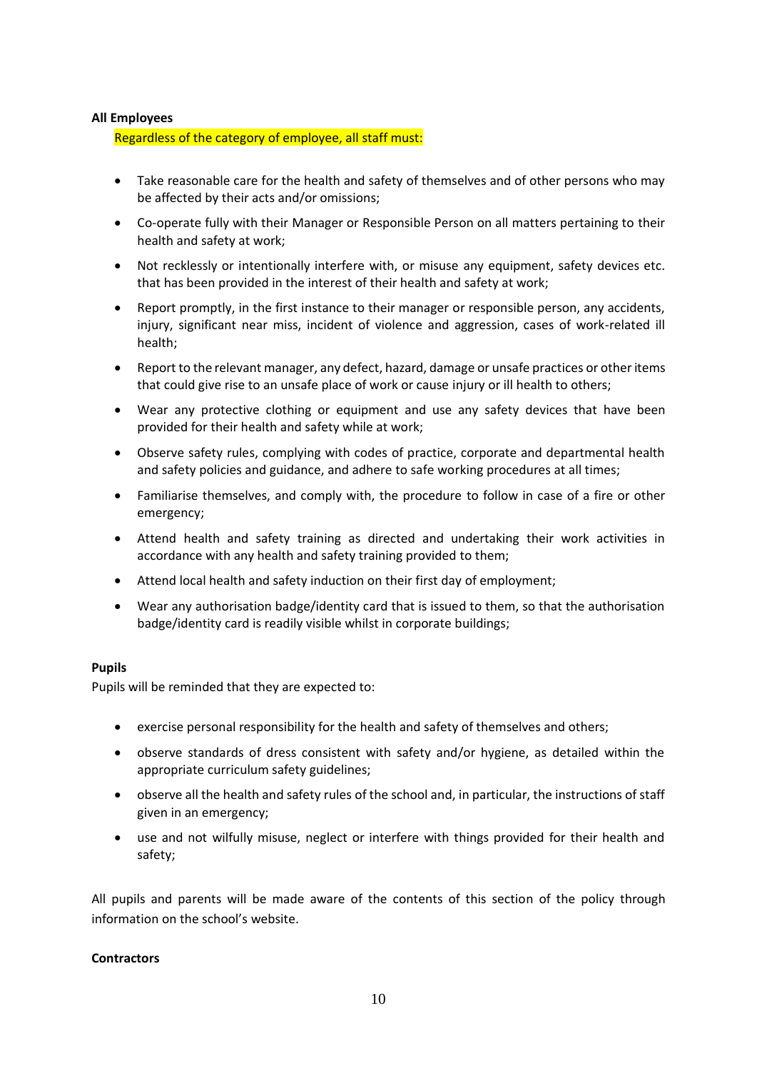**All Employees**

Regardless of the category of employee, all staff must:

- Take reasonable care for the health and safety of themselves and of other persons who may be affected by their acts and/or omissions;
- Co-operate fully with their Manager or Responsible Person on all matters pertaining to their health and safety at work;
- Not recklessly or intentionally interfere with, or misuse any equipment, safety devices etc. that has been provided in the interest of their health and safety at work;
- Report promptly, in the first instance to their manager or responsible person, any accidents, injury, significant near miss, incident of violence and aggression, cases of work-related ill health;
- Report to the relevant manager, any defect, hazard, damage or unsafe practices or other items that could give rise to an unsafe place of work or cause injury or ill health to others;
- Wear any protective clothing or equipment and use any safety devices that have been provided for their health and safety while at work;
- Observe safety rules, complying with codes of practice, corporate and departmental health and safety policies and guidance, and adhere to safe working procedures at all times;
- Familiarise themselves, and comply with, the procedure to follow in case of a fire or other emergency;
- Attend health and safety training as directed and undertaking their work activities in accordance with any health and safety training provided to them;
- Attend local health and safety induction on their first day of employment;
- Wear any authorisation badge/identity card that is issued to them, so that the authorisation badge/identity card is readily visible whilst in corporate buildings;

**Pupils**

Pupils will be reminded that they are expected to:

- exercise personal responsibility for the health and safety of themselves and others;
- observe standards of dress consistent with safety and/or hygiene, as detailed within the appropriate curriculum safety guidelines;
- observe all the health and safety rules of the school and, in particular, the instructions of staff given in an emergency;
- use and not wilfully misuse, neglect or interfere with things provided for their health and safety;

All pupils and parents will be made aware of the contents of this section of the policy through information on the school's website.

**Contractors**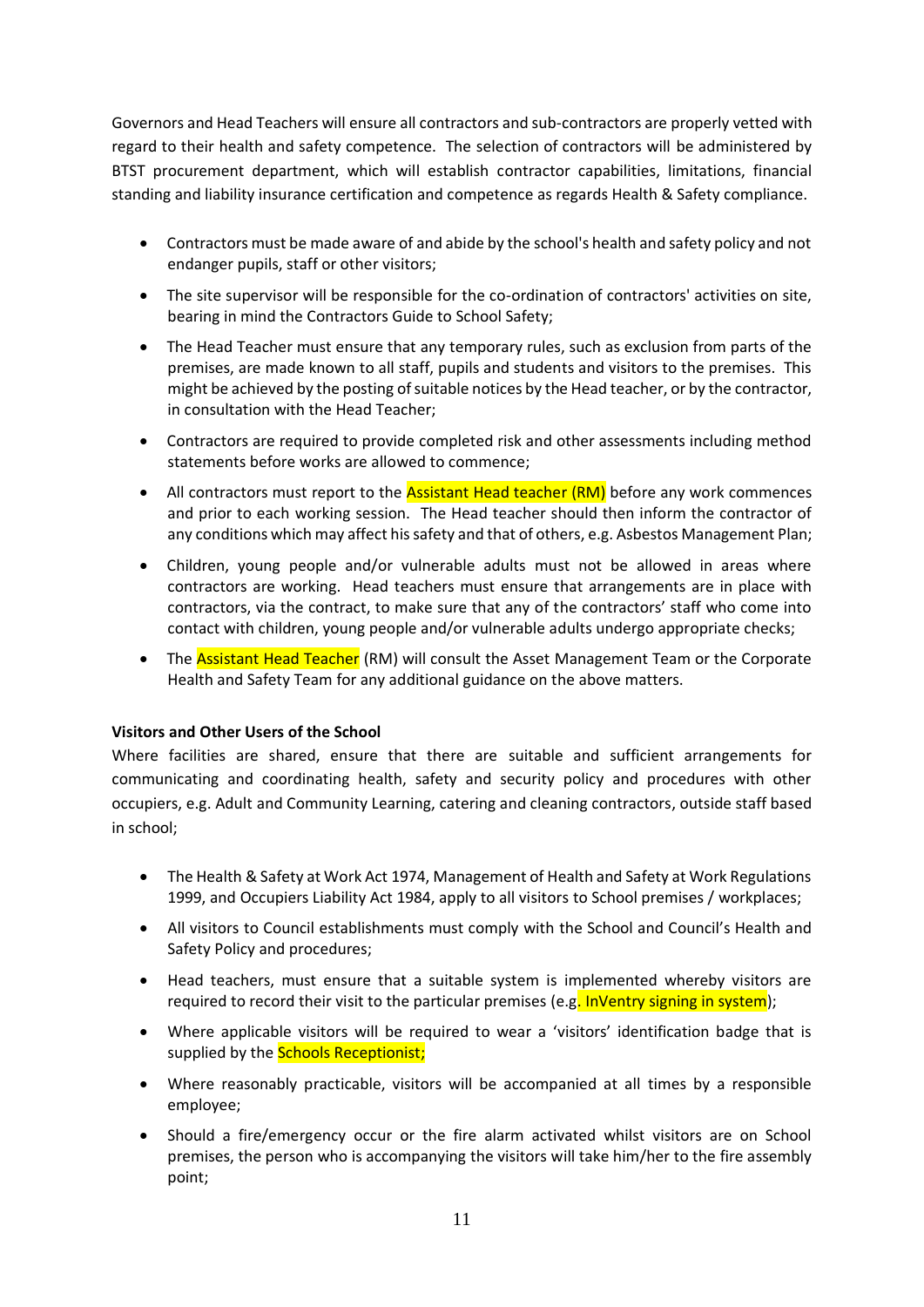Governors and Head Teachers will ensure all contractors and sub-contractors are properly vetted with regard to their health and safety competence. The selection of contractors will be administered by BTST procurement department, which will establish contractor capabilities, limitations, financial standing and liability insurance certification and competence as regards Health & Safety compliance.

- Contractors must be made aware of and abide by the school's health and safety policy and not endanger pupils, staff or other visitors;
- The site supervisor will be responsible for the co-ordination of contractors' activities on site, bearing in mind the Contractors Guide to School Safety;
- The Head Teacher must ensure that any temporary rules, such as exclusion from parts of the premises, are made known to all staff, pupils and students and visitors to the premises. This might be achieved by the posting of suitable notices by the Head teacher, or by the contractor, in consultation with the Head Teacher;
- Contractors are required to provide completed risk and other assessments including method statements before works are allowed to commence;
- All contractors must report to the Assistant Head teacher (RM) before any work commences and prior to each working session. The Head teacher should then inform the contractor of any conditions which may affect his safety and that of others, e.g. Asbestos Management Plan;
- Children, young people and/or vulnerable adults must not be allowed in areas where contractors are working. Head teachers must ensure that arrangements are in place with contractors, via the contract, to make sure that any of the contractors' staff who come into contact with children, young people and/or vulnerable adults undergo appropriate checks;
- The Assistant Head Teacher (RM) will consult the Asset Management Team or the Corporate Health and Safety Team for any additional guidance on the above matters.

**Visitors and Other Users of the School**

Where facilities are shared, ensure that there are suitable and sufficient arrangements for communicating and coordinating health, safety and security policy and procedures with other occupiers, e.g. Adult and Community Learning, catering and cleaning contractors, outside staff based in school;

- The Health & Safety at Work Act 1974, Management of Health and Safety at Work Regulations 1999, and Occupiers Liability Act 1984, apply to all visitors to School premises / workplaces;
- All visitors to Council establishments must comply with the School and Council's Health and Safety Policy and procedures;
- Head teachers, must ensure that a suitable system is implemented whereby visitors are required to record their visit to the particular premises (e.g. InVentry signing in system);
- Where applicable visitors will be required to wear a 'visitors' identification badge that is supplied by the Schools Receptionist;
- Where reasonably practicable, visitors will be accompanied at all times by a responsible employee;
- Should a fire/emergency occur or the fire alarm activated whilst visitors are on School premises, the person who is accompanying the visitors will take him/her to the fire assembly point;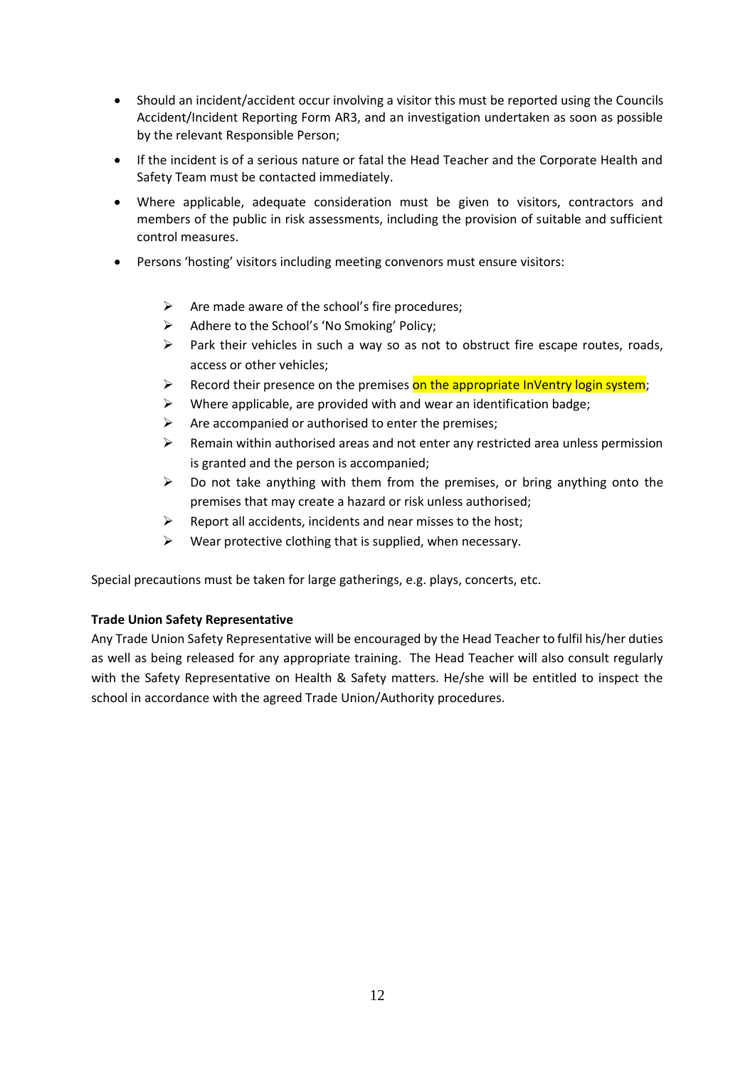- Should an incident/accident occur involving a visitor this must be reported using the Councils Accident/Incident Reporting Form AR3, and an investigation undertaken as soon as possible by the relevant Responsible Person;
- If the incident is of a serious nature or fatal the Head Teacher and the Corporate Health and Safety Team must be contacted immediately.
- Where applicable, adequate consideration must be given to visitors, contractors and members of the public in risk assessments, including the provision of suitable and sufficient control measures.
- Persons 'hosting' visitors including meeting convenors must ensure visitors:
    - Are made aware of the school's fire procedures;
    - Adhere to the School's 'No Smoking' Policy;
    - Park their vehicles in such a way so as not to obstruct fire escape routes, roads, access or other vehicles;
    - Record their presence on the premises on the appropriate InVentry login system;
    - Where applicable, are provided with and wear an identification badge;
    - Are accompanied or authorised to enter the premises;
    - Remain within authorised areas and not enter any restricted area unless permission is granted and the person is accompanied;
    - Do not take anything with them from the premises, or bring anything onto the premises that may create a hazard or risk unless authorised;
    - Report all accidents, incidents and near misses to the host;
    - Wear protective clothing that is supplied, when necessary.

Special precautions must be taken for large gatherings, e.g. plays, concerts, etc.

**Trade Union Safety Representative**

Any Trade Union Safety Representative will be encouraged by the Head Teacher to fulfil his/her duties as well as being released for any appropriate training. The Head Teacher will also consult regularly with the Safety Representative on Health & Safety matters. He/she will be entitled to inspect the school in accordance with the agreed Trade Union/Authority procedures.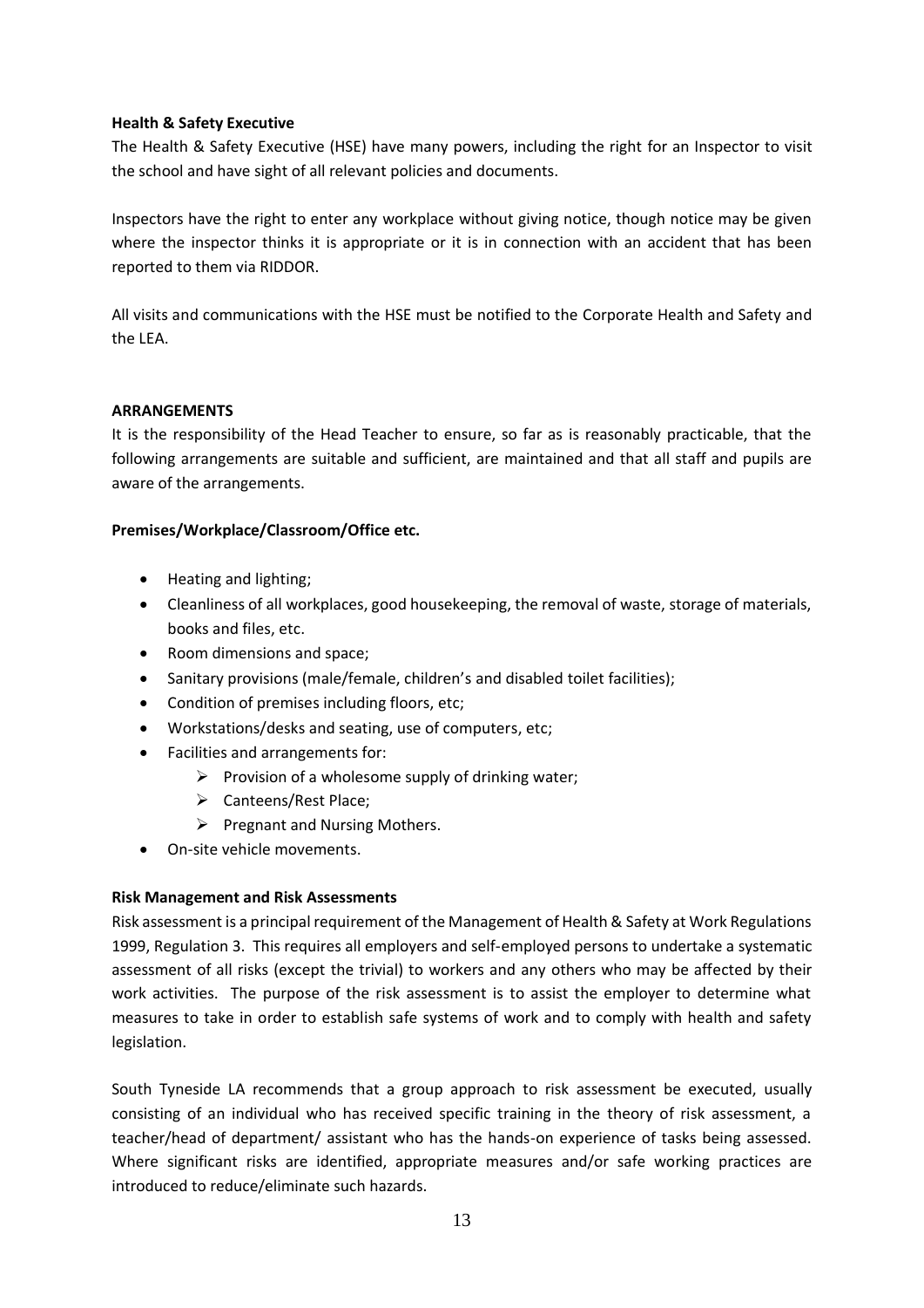**Health & Safety Executive**

The Health & Safety Executive (HSE) have many powers, including the right for an Inspector to visit the school and have sight of all relevant policies and documents.

Inspectors have the right to enter any workplace without giving notice, though notice may be given where the inspector thinks it is appropriate or it is in connection with an accident that has been reported to them via RIDDOR.

All visits and communications with the HSE must be notified to the Corporate Health and Safety and the LEA.

**ARRANGEMENTS**

It is the responsibility of the Head Teacher to ensure, so far as is reasonably practicable, that the following arrangements are suitable and sufficient, are maintained and that all staff and pupils are aware of the arrangements.

**Premises/Workplace/Classroom/Office etc.**

- Heating and lighting;
- Cleanliness of all workplaces, good housekeeping, the removal of waste, storage of materials, books and files, etc.
- Room dimensions and space;
- Sanitary provisions (male/female, children's and disabled toilet facilities);
- Condition of premises including floors, etc;
- Workstations/desks and seating, use of computers, etc;
- Facilities and arrangements for:
  - Provision of a wholesome supply of drinking water;
  - Canteens/Rest Place;
  - Pregnant and Nursing Mothers.
- On-site vehicle movements.

**Risk Management and Risk Assessments**

Risk assessment is a principal requirement of the Management of Health & Safety at Work Regulations 1999, Regulation 3. This requires all employers and self-employed persons to undertake a systematic assessment of all risks (except the trivial) to workers and any others who may be affected by their work activities. The purpose of the risk assessment is to assist the employer to determine what measures to take in order to establish safe systems of work and to comply with health and safety legislation.

South Tyneside LA recommends that a group approach to risk assessment be executed, usually consisting of an individual who has received specific training in the theory of risk assessment, a teacher/head of department/ assistant who has the hands-on experience of tasks being assessed. Where significant risks are identified, appropriate measures and/or safe working practices are introduced to reduce/eliminate such hazards.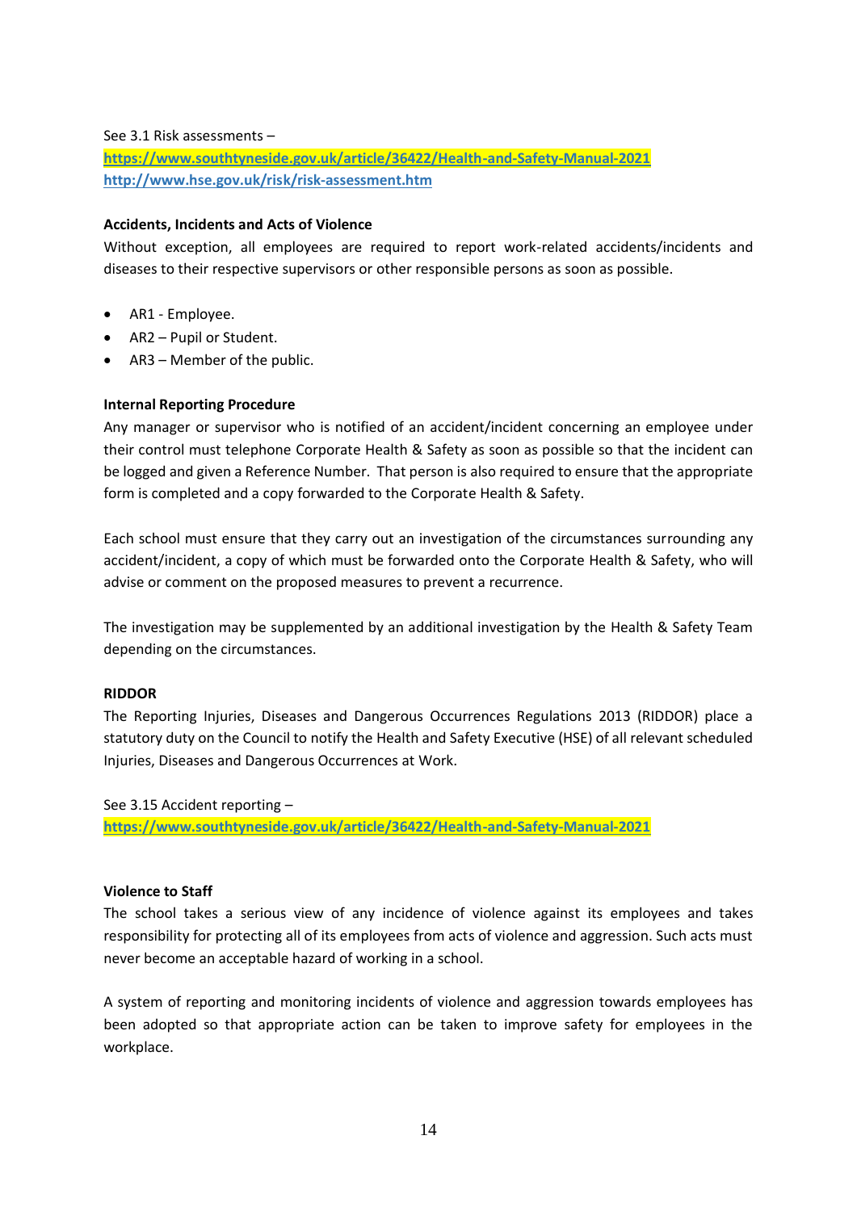See 3.1 Risk assessments –
**https://www.southtyneside.gov.uk/article/36422/Health-and-Safety-Manual-2021**
**http://www.hse.gov.uk/risk/risk-assessment.htm**

**Accidents, Incidents and Acts of Violence**

Without exception, all employees are required to report work-related accidents/incidents and diseases to their respective supervisors or other responsible persons as soon as possible.

- AR1 - Employee.
- AR2 – Pupil or Student.
- AR3 – Member of the public.

**Internal Reporting Procedure**

Any manager or supervisor who is notified of an accident/incident concerning an employee under their control must telephone Corporate Health & Safety as soon as possible so that the incident can be logged and given a Reference Number. That person is also required to ensure that the appropriate form is completed and a copy forwarded to the Corporate Health & Safety.

Each school must ensure that they carry out an investigation of the circumstances surrounding any accident/incident, a copy of which must be forwarded onto the Corporate Health & Safety, who will advise or comment on the proposed measures to prevent a recurrence.

The investigation may be supplemented by an additional investigation by the Health & Safety Team depending on the circumstances.

**RIDDOR**

The Reporting Injuries, Diseases and Dangerous Occurrences Regulations 2013 (RIDDOR) place a statutory duty on the Council to notify the Health and Safety Executive (HSE) of all relevant scheduled Injuries, Diseases and Dangerous Occurrences at Work.

See 3.15 Accident reporting –
**https://www.southtyneside.gov.uk/article/36422/Health-and-Safety-Manual-2021**

**Violence to Staff**

The school takes a serious view of any incidence of violence against its employees and takes responsibility for protecting all of its employees from acts of violence and aggression. Such acts must never become an acceptable hazard of working in a school.

A system of reporting and monitoring incidents of violence and aggression towards employees has been adopted so that appropriate action can be taken to improve safety for employees in the workplace.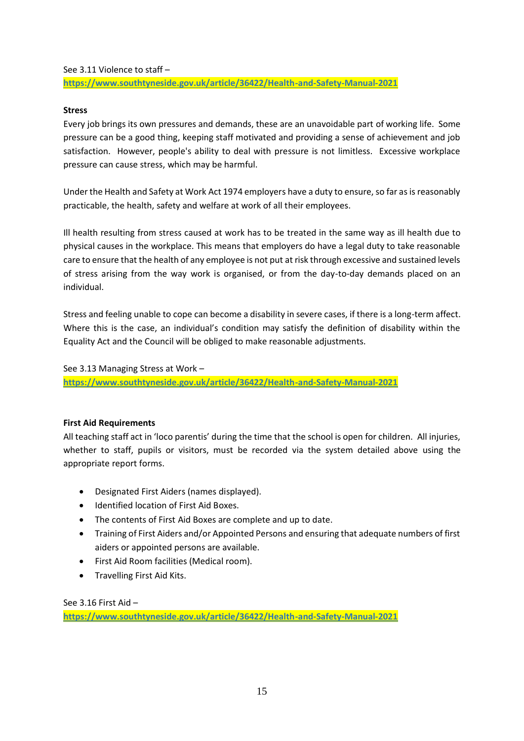See 3.11 Violence to staff –
**https://www.southtyneside.gov.uk/article/36422/Health-and-Safety-Manual-2021**

**Stress**

Every job brings its own pressures and demands, these are an unavoidable part of working life. Some pressure can be a good thing, keeping staff motivated and providing a sense of achievement and job satisfaction. However, people's ability to deal with pressure is not limitless. Excessive workplace pressure can cause stress, which may be harmful.

Under the Health and Safety at Work Act 1974 employers have a duty to ensure, so far as is reasonably practicable, the health, safety and welfare at work of all their employees.

Ill health resulting from stress caused at work has to be treated in the same way as ill health due to physical causes in the workplace. This means that employers do have a legal duty to take reasonable care to ensure that the health of any employee is not put at risk through excessive and sustained levels of stress arising from the way work is organised, or from the day-to-day demands placed on an individual.

Stress and feeling unable to cope can become a disability in severe cases, if there is a long-term affect. Where this is the case, an individual's condition may satisfy the definition of disability within the Equality Act and the Council will be obliged to make reasonable adjustments.

See 3.13 Managing Stress at Work –
**https://www.southtyneside.gov.uk/article/36422/Health-and-Safety-Manual-2021**

**First Aid Requirements**

All teaching staff act in 'loco parentis' during the time that the school is open for children. All injuries, whether to staff, pupils or visitors, must be recorded via the system detailed above using the appropriate report forms.

- Designated First Aiders (names displayed).
- Identified location of First Aid Boxes.
- The contents of First Aid Boxes are complete and up to date.
- Training of First Aiders and/or Appointed Persons and ensuring that adequate numbers of first aiders or appointed persons are available.
- First Aid Room facilities (Medical room).
- Travelling First Aid Kits.

See 3.16 First Aid –
**https://www.southtyneside.gov.uk/article/36422/Health-and-Safety-Manual-2021**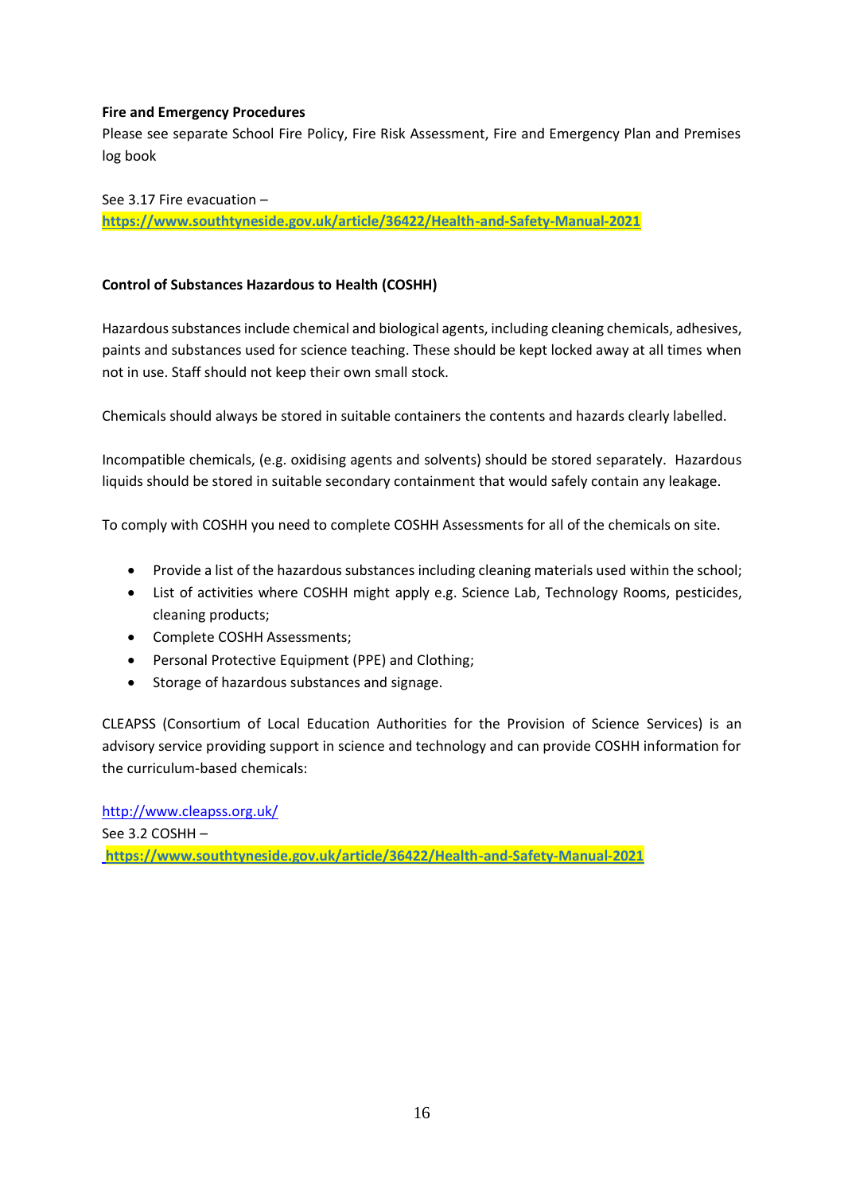**Fire and Emergency Procedures**

Please see separate School Fire Policy, Fire Risk Assessment, Fire and Emergency Plan and Premises log book

See 3.17 Fire evacuation –
**https://www.southtyneside.gov.uk/article/36422/Health-and-Safety-Manual-2021**

**Control of Substances Hazardous to Health (COSHH)**

Hazardous substances include chemical and biological agents, including cleaning chemicals, adhesives, paints and substances used for science teaching. These should be kept locked away at all times when not in use. Staff should not keep their own small stock.

Chemicals should always be stored in suitable containers the contents and hazards clearly labelled.

Incompatible chemicals, (e.g. oxidising agents and solvents) should be stored separately. Hazardous liquids should be stored in suitable secondary containment that would safely contain any leakage.

To comply with COSHH you need to complete COSHH Assessments for all of the chemicals on site.

- Provide a list of the hazardous substances including cleaning materials used within the school;
- List of activities where COSHH might apply e.g. Science Lab, Technology Rooms, pesticides, cleaning products;
- Complete COSHH Assessments;
- Personal Protective Equipment (PPE) and Clothing;
- Storage of hazardous substances and signage.

CLEAPSS (Consortium of Local Education Authorities for the Provision of Science Services) is an advisory service providing support in science and technology and can provide COSHH information for the curriculum-based chemicals:

http://www.cleapss.org.uk/
See 3.2 COSHH –
**https://www.southtyneside.gov.uk/article/36422/Health-and-Safety-Manual-2021**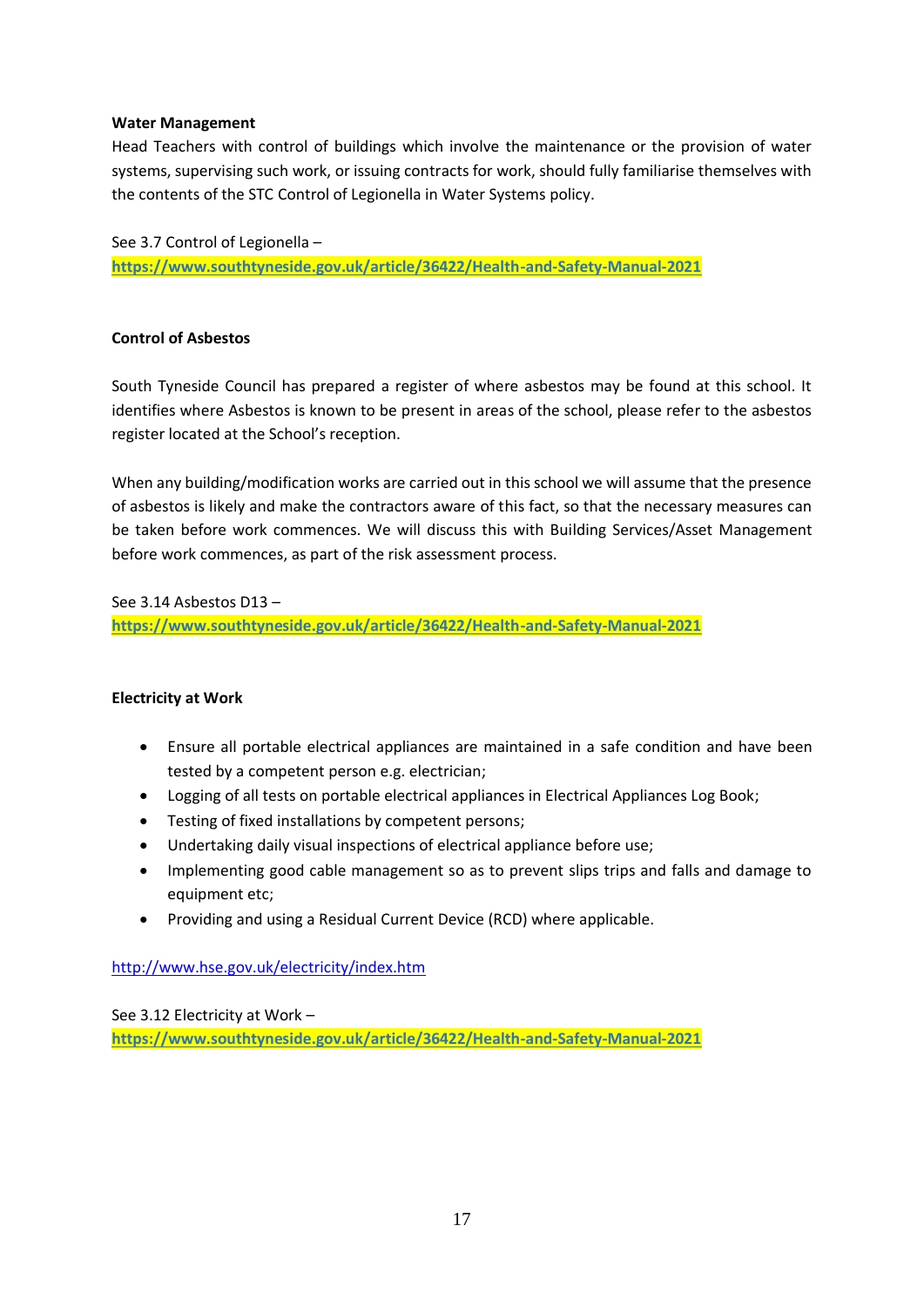**Water Management**

Head Teachers with control of buildings which involve the maintenance or the provision of water systems, supervising such work, or issuing contracts for work, should fully familiarise themselves with the contents of the STC Control of Legionella in Water Systems policy.

See 3.7 Control of Legionella –
**https://www.southtyneside.gov.uk/article/36422/Health-and-Safety-Manual-2021**

**Control of Asbestos**

South Tyneside Council has prepared a register of where asbestos may be found at this school. It identifies where Asbestos is known to be present in areas of the school, please refer to the asbestos register located at the School's reception.

When any building/modification works are carried out in this school we will assume that the presence of asbestos is likely and make the contractors aware of this fact, so that the necessary measures can be taken before work commences. We will discuss this with Building Services/Asset Management before work commences, as part of the risk assessment process.

See 3.14 Asbestos D13 –
**https://www.southtyneside.gov.uk/article/36422/Health-and-Safety-Manual-2021**

**Electricity at Work**

- Ensure all portable electrical appliances are maintained in a safe condition and have been tested by a competent person e.g. electrician;
- Logging of all tests on portable electrical appliances in Electrical Appliances Log Book;
- Testing of fixed installations by competent persons;
- Undertaking daily visual inspections of electrical appliance before use;
- Implementing good cable management so as to prevent slips trips and falls and damage to equipment etc;
- Providing and using a Residual Current Device (RCD) where applicable.

http://www.hse.gov.uk/electricity/index.htm

See 3.12 Electricity at Work –
**https://www.southtyneside.gov.uk/article/36422/Health-and-Safety-Manual-2021**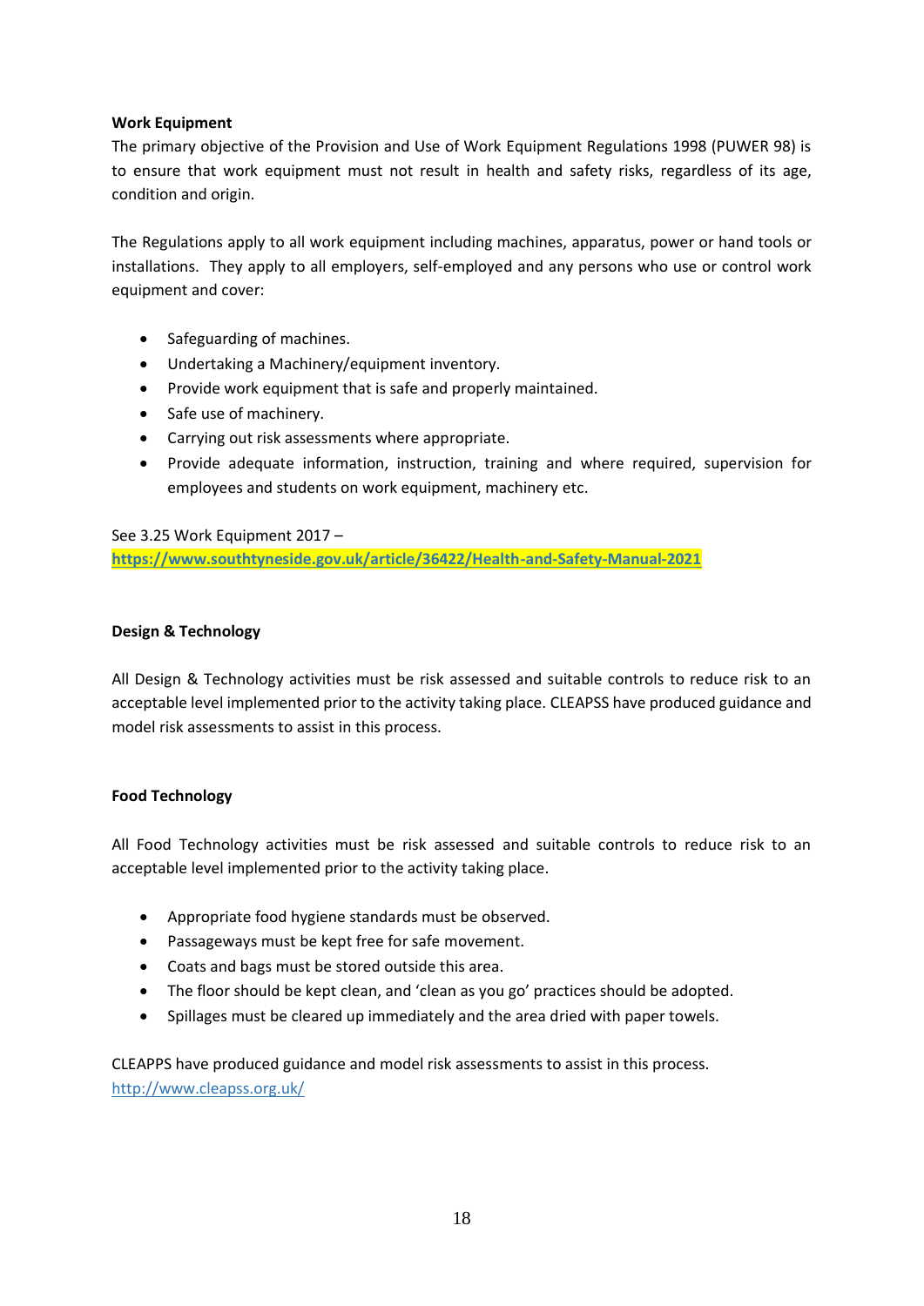**Work Equipment**

The primary objective of the Provision and Use of Work Equipment Regulations 1998 (PUWER 98) is to ensure that work equipment must not result in health and safety risks, regardless of its age, condition and origin.

The Regulations apply to all work equipment including machines, apparatus, power or hand tools or installations. They apply to all employers, self-employed and any persons who use or control work equipment and cover:

- Safeguarding of machines.
- Undertaking a Machinery/equipment inventory.
- Provide work equipment that is safe and properly maintained.
- Safe use of machinery.
- Carrying out risk assessments where appropriate.
- Provide adequate information, instruction, training and where required, supervision for employees and students on work equipment, machinery etc.

See 3.25 Work Equipment 2017 –
**https://www.southtyneside.gov.uk/article/36422/Health-and-Safety-Manual-2021**

**Design & Technology**

All Design & Technology activities must be risk assessed and suitable controls to reduce risk to an acceptable level implemented prior to the activity taking place. CLEAPSS have produced guidance and model risk assessments to assist in this process.

**Food Technology**

All Food Technology activities must be risk assessed and suitable controls to reduce risk to an acceptable level implemented prior to the activity taking place.

- Appropriate food hygiene standards must be observed.
- Passageways must be kept free for safe movement.
- Coats and bags must be stored outside this area.
- The floor should be kept clean, and 'clean as you go' practices should be adopted.
- Spillages must be cleared up immediately and the area dried with paper towels.

CLEAPPS have produced guidance and model risk assessments to assist in this process.
http://www.cleapss.org.uk/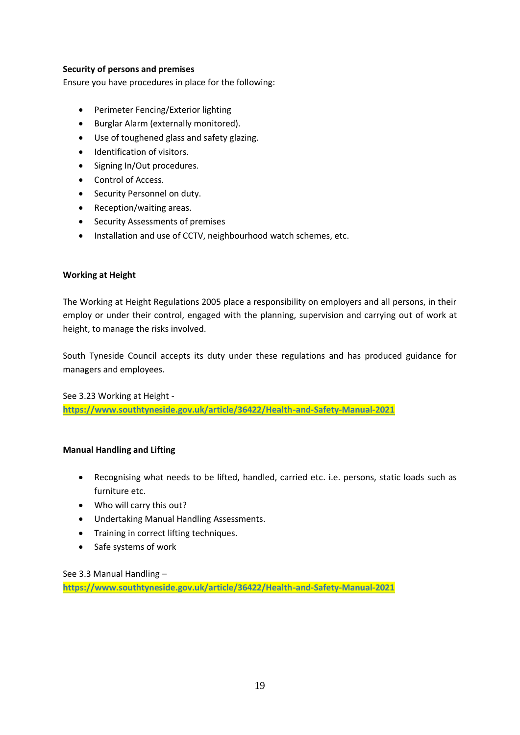**Security of persons and premises**

Ensure you have procedures in place for the following:

- Perimeter Fencing/Exterior lighting
- Burglar Alarm (externally monitored).
- Use of toughened glass and safety glazing.
- Identification of visitors.
- Signing In/Out procedures.
- Control of Access.
- Security Personnel on duty.
- Reception/waiting areas.
- Security Assessments of premises
- Installation and use of CCTV, neighbourhood watch schemes, etc.

**Working at Height**

The Working at Height Regulations 2005 place a responsibility on employers and all persons, in their employ or under their control, engaged with the planning, supervision and carrying out of work at height, to manage the risks involved.

South Tyneside Council accepts its duty under these regulations and has produced guidance for managers and employees.

See 3.23 Working at Height -
**https://www.southtyneside.gov.uk/article/36422/Health-and-Safety-Manual-2021**

**Manual Handling and Lifting**

- Recognising what needs to be lifted, handled, carried etc. i.e. persons, static loads such as furniture etc.
- Who will carry this out?
- Undertaking Manual Handling Assessments.
- Training in correct lifting techniques.
- Safe systems of work

See 3.3 Manual Handling –
**https://www.southtyneside.gov.uk/article/36422/Health-and-Safety-Manual-2021**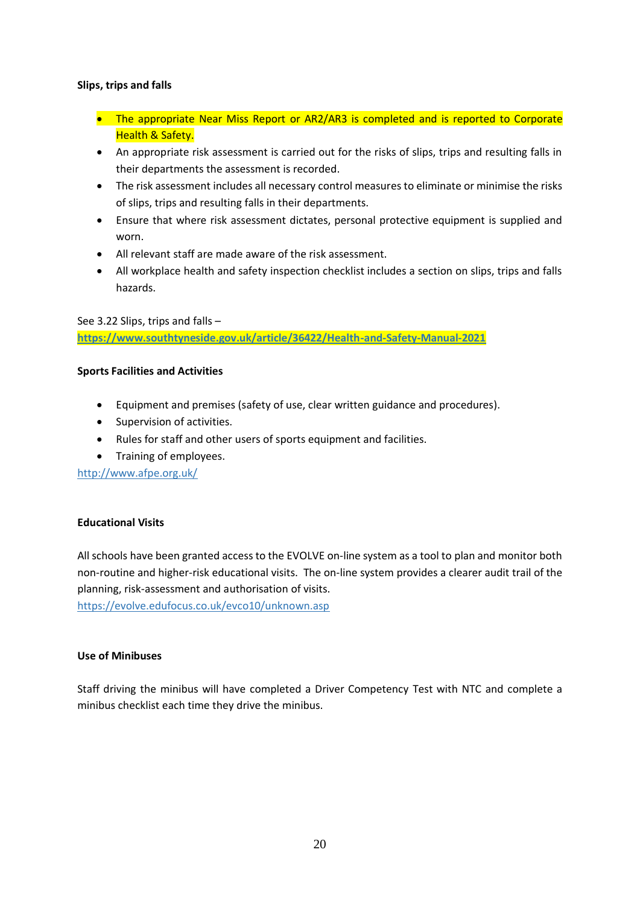**Slips, trips and falls**

- The appropriate Near Miss Report or AR2/AR3 is completed and is reported to Corporate Health & Safety.
- An appropriate risk assessment is carried out for the risks of slips, trips and resulting falls in their departments the assessment is recorded.
- The risk assessment includes all necessary control measures to eliminate or minimise the risks of slips, trips and resulting falls in their departments.
- Ensure that where risk assessment dictates, personal protective equipment is supplied and worn.
- All relevant staff are made aware of the risk assessment.
- All workplace health and safety inspection checklist includes a section on slips, trips and falls hazards.

See 3.22 Slips, trips and falls –
**https://www.southtyneside.gov.uk/article/36422/Health-and-Safety-Manual-2021**

**Sports Facilities and Activities**

- Equipment and premises (safety of use, clear written guidance and procedures).
- Supervision of activities.
- Rules for staff and other users of sports equipment and facilities.
- Training of employees.

http://www.afpe.org.uk/

**Educational Visits**

All schools have been granted access to the EVOLVE on-line system as a tool to plan and monitor both non-routine and higher-risk educational visits. The on-line system provides a clearer audit trail of the planning, risk-assessment and authorisation of visits.
https://evolve.edufocus.co.uk/evco10/unknown.asp

**Use of Minibuses**

Staff driving the minibus will have completed a Driver Competency Test with NTC and complete a minibus checklist each time they drive the minibus.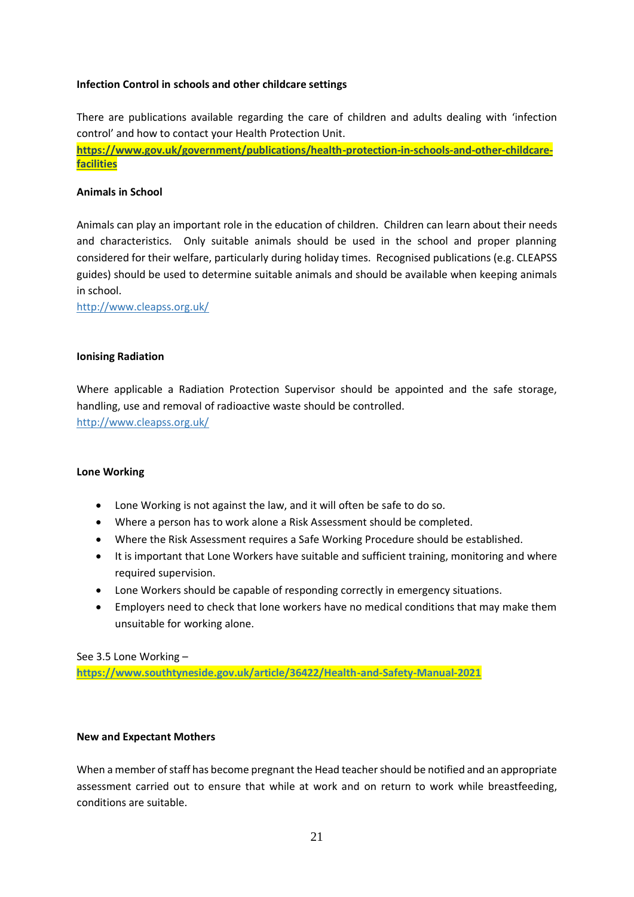**Infection Control in schools and other childcare settings**

There are publications available regarding the care of children and adults dealing with 'infection control' and how to contact your Health Protection Unit.
**https://www.gov.uk/government/publications/health-protection-in-schools-and-other-childcare-facilities**

**Animals in School**

Animals can play an important role in the education of children. Children can learn about their needs and characteristics. Only suitable animals should be used in the school and proper planning considered for their welfare, particularly during holiday times. Recognised publications (e.g. CLEAPSS guides) should be used to determine suitable animals and should be available when keeping animals in school.
http://www.cleapss.org.uk/

**Ionising Radiation**

Where applicable a Radiation Protection Supervisor should be appointed and the safe storage, handling, use and removal of radioactive waste should be controlled.
http://www.cleapss.org.uk/

**Lone Working**

- Lone Working is not against the law, and it will often be safe to do so.
- Where a person has to work alone a Risk Assessment should be completed.
- Where the Risk Assessment requires a Safe Working Procedure should be established.
- It is important that Lone Workers have suitable and sufficient training, monitoring and where required supervision.
- Lone Workers should be capable of responding correctly in emergency situations.
- Employers need to check that lone workers have no medical conditions that may make them unsuitable for working alone.

See 3.5 Lone Working –
**https://www.southtyneside.gov.uk/article/36422/Health-and-Safety-Manual-2021**

**New and Expectant Mothers**

When a member of staff has become pregnant the Head teacher should be notified and an appropriate assessment carried out to ensure that while at work and on return to work while breastfeeding, conditions are suitable.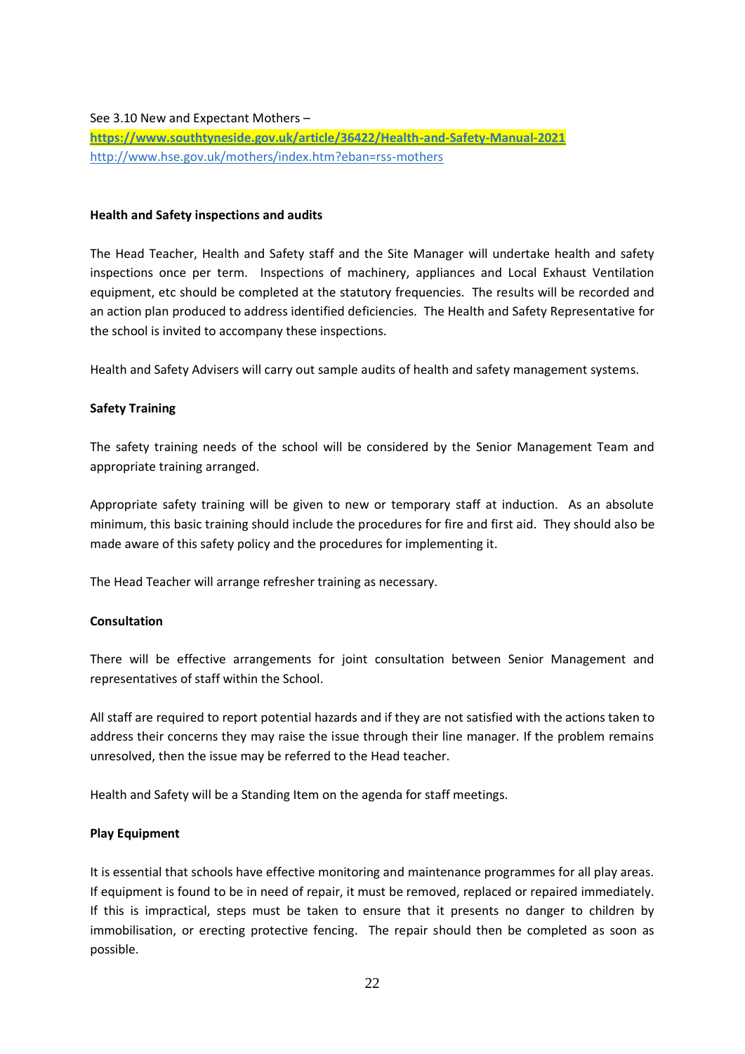See 3.10 New and Expectant Mothers –
**https://www.southtyneside.gov.uk/article/36422/Health-and-Safety-Manual-2021**
http://www.hse.gov.uk/mothers/index.htm?eban=rss-mothers

**Health and Safety inspections and audits**

The Head Teacher, Health and Safety staff and the Site Manager will undertake health and safety inspections once per term. Inspections of machinery, appliances and Local Exhaust Ventilation equipment, etc should be completed at the statutory frequencies. The results will be recorded and an action plan produced to address identified deficiencies. The Health and Safety Representative for the school is invited to accompany these inspections.

Health and Safety Advisers will carry out sample audits of health and safety management systems.

**Safety Training**

The safety training needs of the school will be considered by the Senior Management Team and appropriate training arranged.

Appropriate safety training will be given to new or temporary staff at induction. As an absolute minimum, this basic training should include the procedures for fire and first aid. They should also be made aware of this safety policy and the procedures for implementing it.

The Head Teacher will arrange refresher training as necessary.

**Consultation**

There will be effective arrangements for joint consultation between Senior Management and representatives of staff within the School.

All staff are required to report potential hazards and if they are not satisfied with the actions taken to address their concerns they may raise the issue through their line manager. If the problem remains unresolved, then the issue may be referred to the Head teacher.

Health and Safety will be a Standing Item on the agenda for staff meetings.

**Play Equipment**

It is essential that schools have effective monitoring and maintenance programmes for all play areas. If equipment is found to be in need of repair, it must be removed, replaced or repaired immediately. If this is impractical, steps must be taken to ensure that it presents no danger to children by immobilisation, or erecting protective fencing. The repair should then be completed as soon as possible.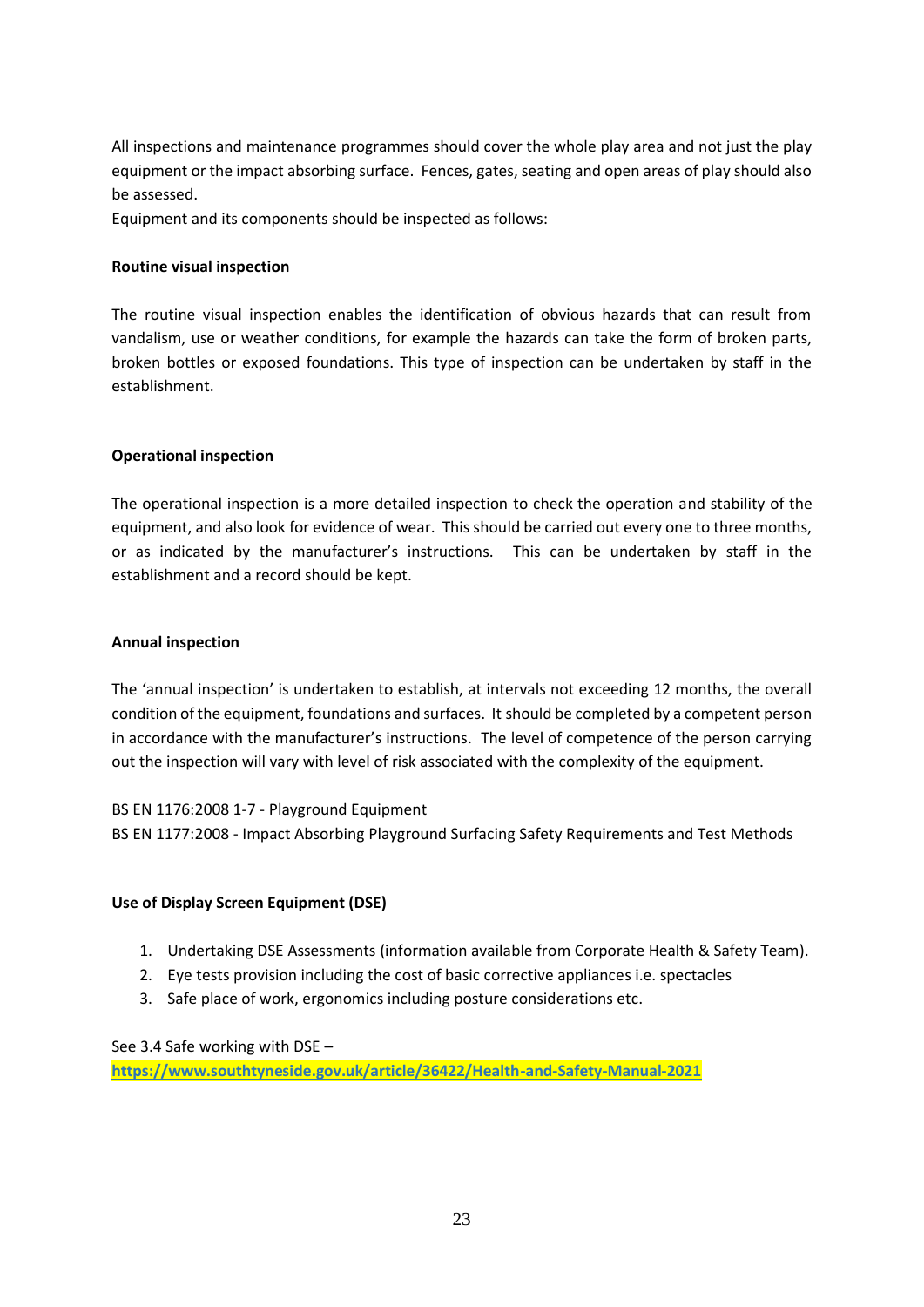All inspections and maintenance programmes should cover the whole play area and not just the play equipment or the impact absorbing surface. Fences, gates, seating and open areas of play should also be assessed.

Equipment and its components should be inspected as follows:

**Routine visual inspection**

The routine visual inspection enables the identification of obvious hazards that can result from vandalism, use or weather conditions, for example the hazards can take the form of broken parts, broken bottles or exposed foundations. This type of inspection can be undertaken by staff in the establishment.

**Operational inspection**

The operational inspection is a more detailed inspection to check the operation and stability of the equipment, and also look for evidence of wear. This should be carried out every one to three months, or as indicated by the manufacturer's instructions. This can be undertaken by staff in the establishment and a record should be kept.

**Annual inspection**

The 'annual inspection' is undertaken to establish, at intervals not exceeding 12 months, the overall condition of the equipment, foundations and surfaces. It should be completed by a competent person in accordance with the manufacturer's instructions. The level of competence of the person carrying out the inspection will vary with level of risk associated with the complexity of the equipment.

BS EN 1176:2008 1-7 - Playground Equipment
BS EN 1177:2008 - Impact Absorbing Playground Surfacing Safety Requirements and Test Methods

**Use of Display Screen Equipment (DSE)**

1. Undertaking DSE Assessments (information available from Corporate Health & Safety Team).
2. Eye tests provision including the cost of basic corrective appliances i.e. spectacles
3. Safe place of work, ergonomics including posture considerations etc.

See 3.4 Safe working with DSE –
**https://www.southtyneside.gov.uk/article/36422/Health-and-Safety-Manual-2021**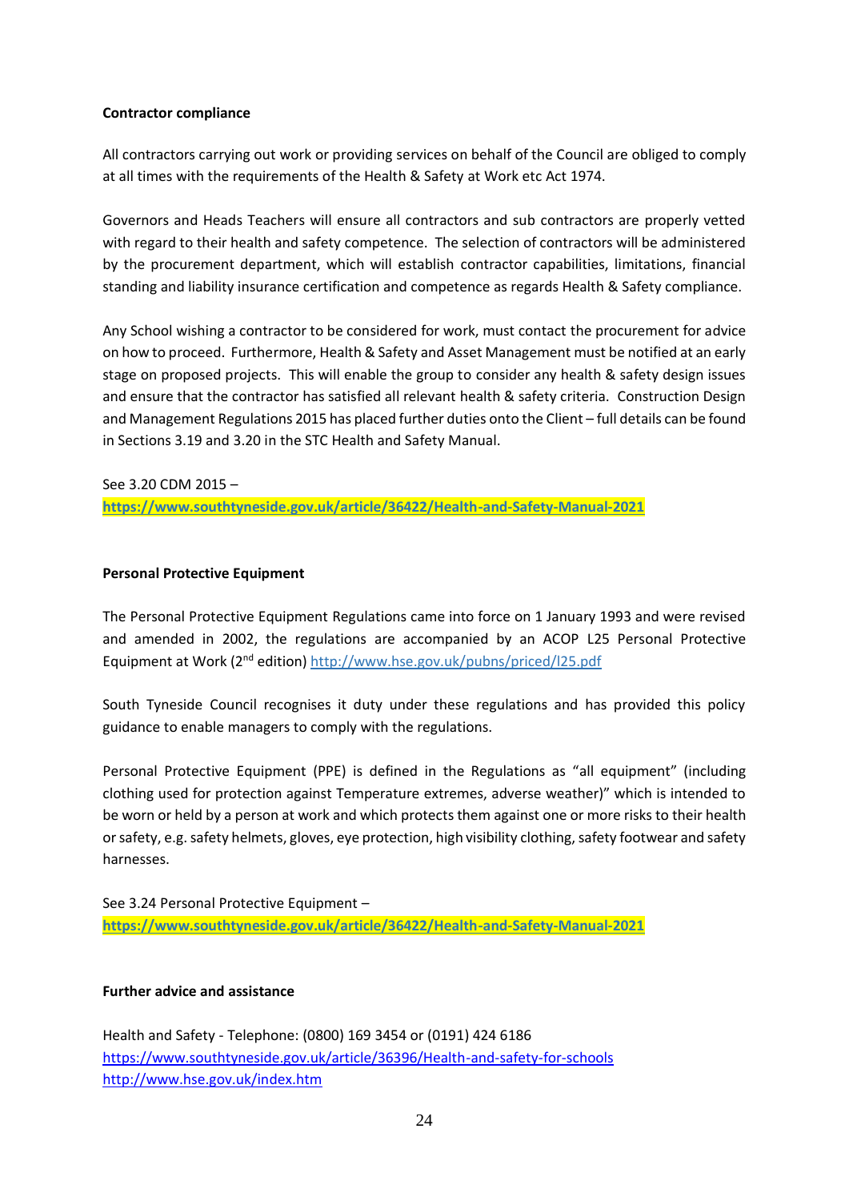**Contractor compliance**

All contractors carrying out work or providing services on behalf of the Council are obliged to comply at all times with the requirements of the Health & Safety at Work etc Act 1974.

Governors and Heads Teachers will ensure all contractors and sub contractors are properly vetted with regard to their health and safety competence. The selection of contractors will be administered by the procurement department, which will establish contractor capabilities, limitations, financial standing and liability insurance certification and competence as regards Health & Safety compliance.

Any School wishing a contractor to be considered for work, must contact the procurement for advice on how to proceed. Furthermore, Health & Safety and Asset Management must be notified at an early stage on proposed projects. This will enable the group to consider any health & safety design issues and ensure that the contractor has satisfied all relevant health & safety criteria. Construction Design and Management Regulations 2015 has placed further duties onto the Client – full details can be found in Sections 3.19 and 3.20 in the STC Health and Safety Manual.

See 3.20 CDM 2015 –
**https://www.southtyneside.gov.uk/article/36422/Health-and-Safety-Manual-2021**

**Personal Protective Equipment**

The Personal Protective Equipment Regulations came into force on 1 January 1993 and were revised and amended in 2002, the regulations are accompanied by an ACOP L25 Personal Protective Equipment at Work (2nd edition) http://www.hse.gov.uk/pubns/priced/l25.pdf

South Tyneside Council recognises it duty under these regulations and has provided this policy guidance to enable managers to comply with the regulations.

Personal Protective Equipment (PPE) is defined in the Regulations as "all equipment" (including clothing used for protection against Temperature extremes, adverse weather)" which is intended to be worn or held by a person at work and which protects them against one or more risks to their health or safety, e.g. safety helmets, gloves, eye protection, high visibility clothing, safety footwear and safety harnesses.

See 3.24 Personal Protective Equipment –
**https://www.southtyneside.gov.uk/article/36422/Health-and-Safety-Manual-2021**

**Further advice and assistance**

Health and Safety - Telephone: (0800) 169 3454 or (0191) 424 6186
https://www.southtyneside.gov.uk/article/36396/Health-and-safety-for-schools
http://www.hse.gov.uk/index.htm